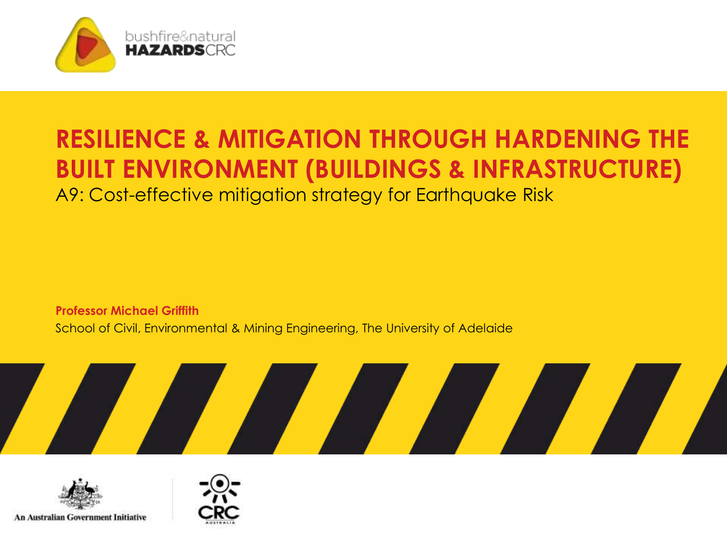bushfire&natural HAZARDSCRC

# RESILIENCE & MITIGATION THROUGH HARDENING THE BUILT ENVIRONMENT (BUILDINGS & INFRASTRUCTURE)

A9: Cost-effective mitigation strategy for Earthquake Risk

**Professor Michael Griffith**

School of Civil, Environmental & Mining Engineering, The University of Adelaide

An Australian Government Initiative

CRC AUSTRALIA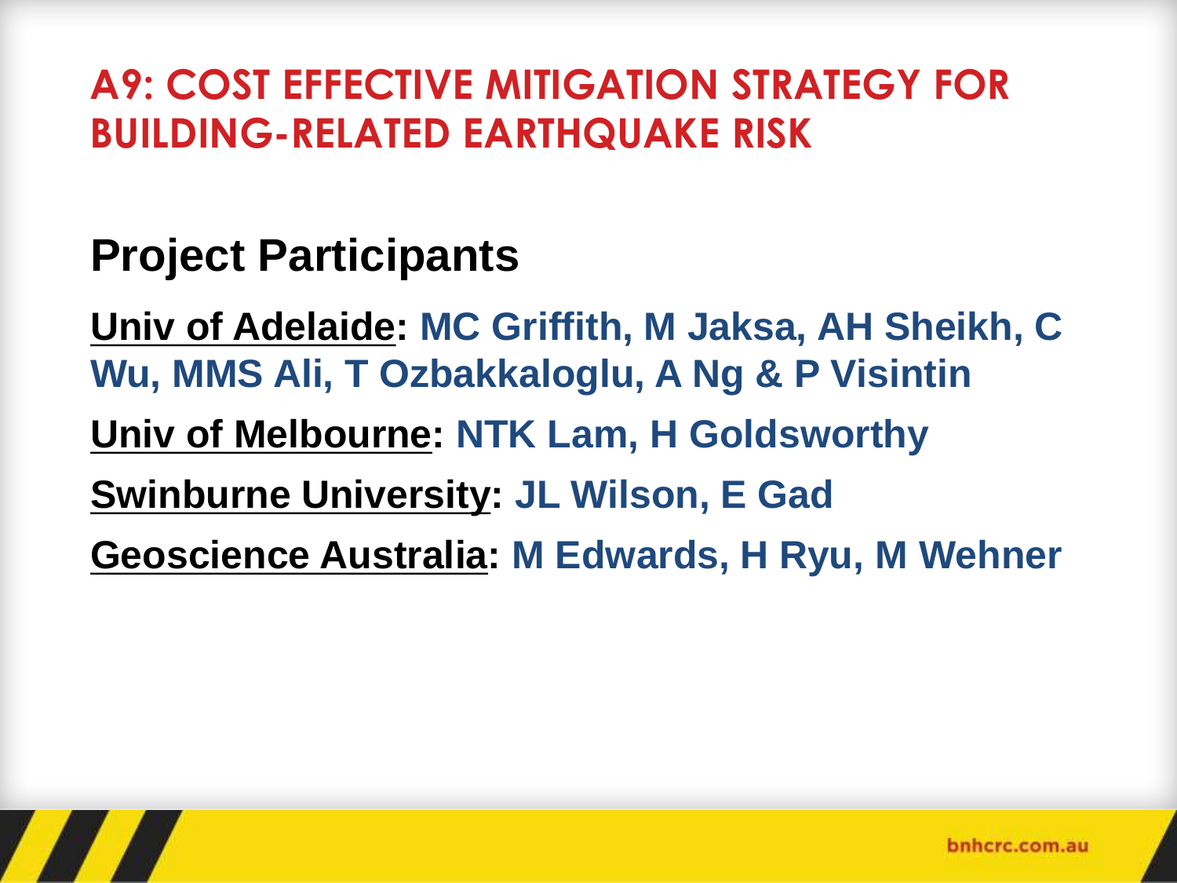# A9: COST EFFECTIVE MITIGATION STRATEGY FOR BUILDING-RELATED EARTHQUAKE RISK

## Project Participants

**Univ of Adelaide: MC Griffith, M Jaksa, AH Sheikh, C Wu, MMS Ali, T Ozbakkaloglu, A Ng & P Visintin**

**Univ of Melbourne: NTK Lam, H Goldsworthy**

**Swinburne University: JL Wilson, E Gad**

**Geoscience Australia: M Edwards, H Ryu, M Wehner**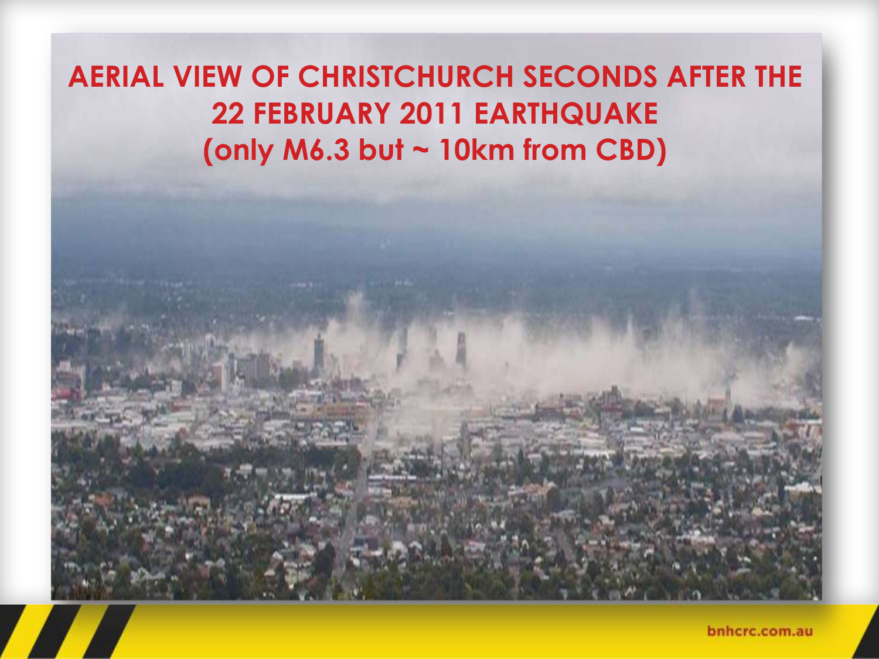# AERIAL VIEW OF CHRISTCHURCH SECONDS AFTER THE 22 FEBRUARY 2011 EARTHQUAKE (only M6.3 but ~ 10km from CBD)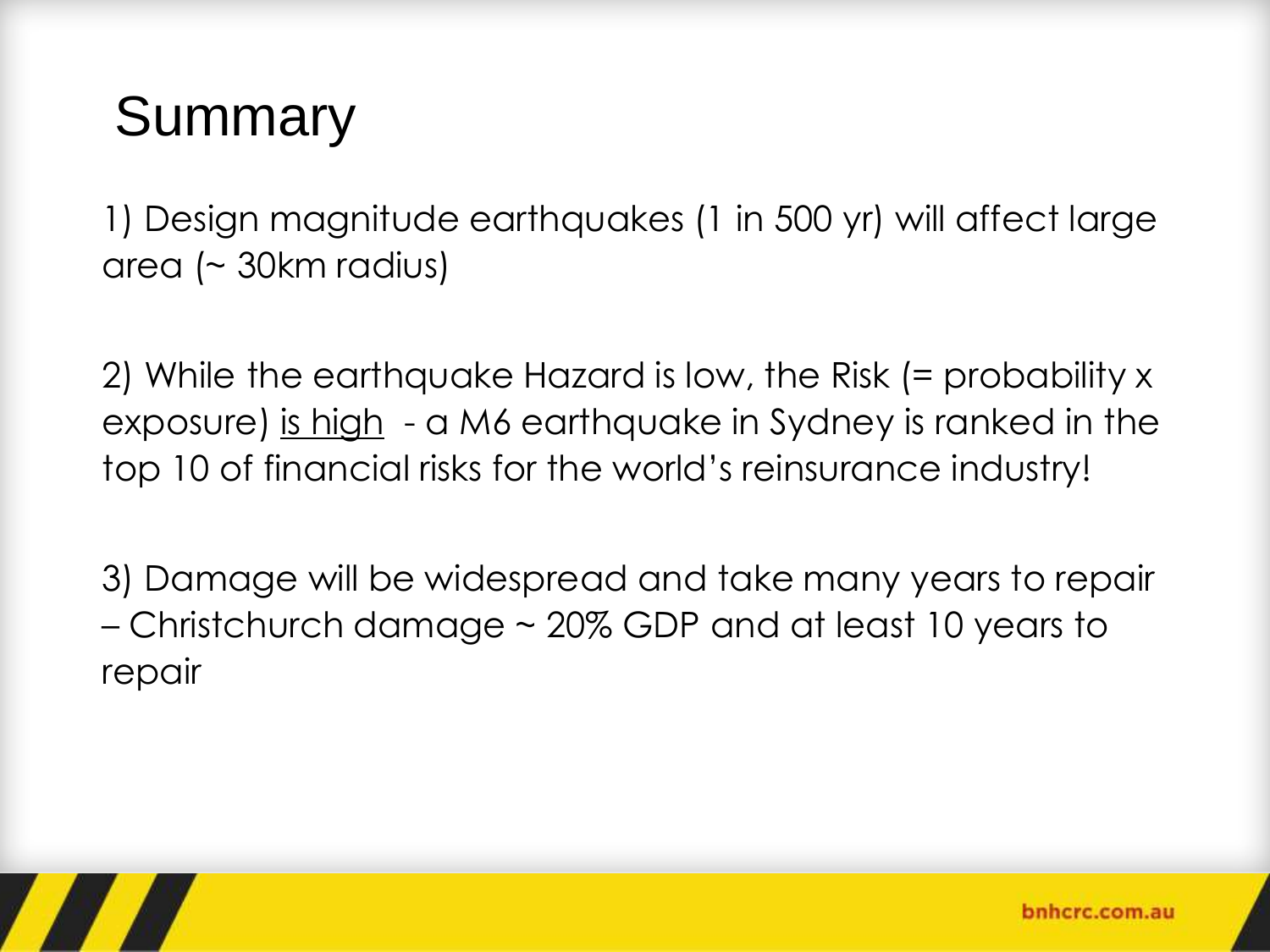# Summary

1) Design magnitude earthquakes (1 in 500 yr) will affect large area (~ 30km radius)

2) While the earthquake Hazard is low, the Risk (= probability x exposure) <u>is high</u> - a M6 earthquake in Sydney is ranked in the top 10 of financial risks for the world's reinsurance industry!

3) Damage will be widespread and take many years to repair – Christchurch damage ~ 20% GDP and at least 10 years to repair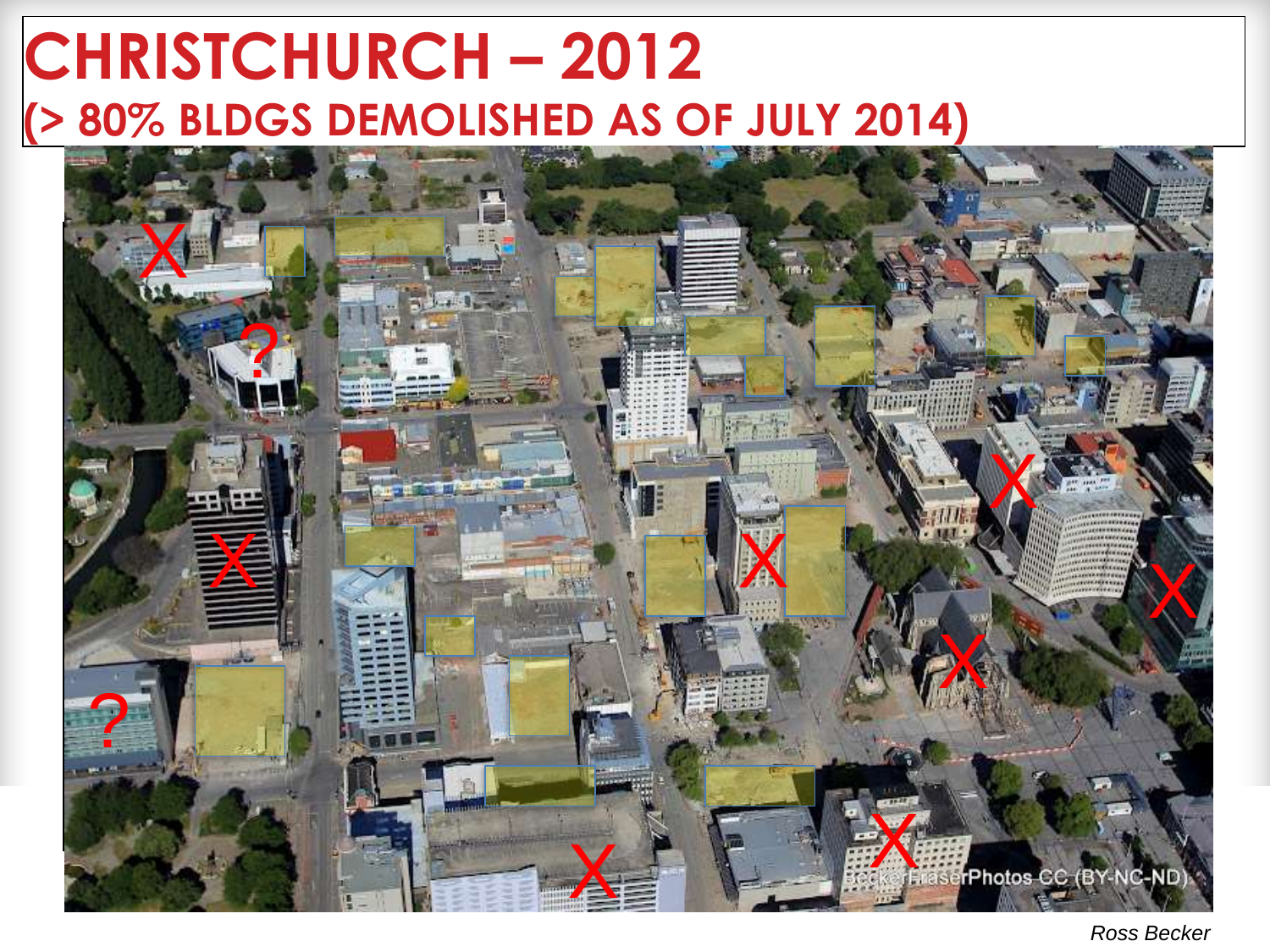# CHRISTCHURCH – 2012

## (> 80% BLDGS DEMOLISHED AS OF JULY 2014)

*Ross Becker*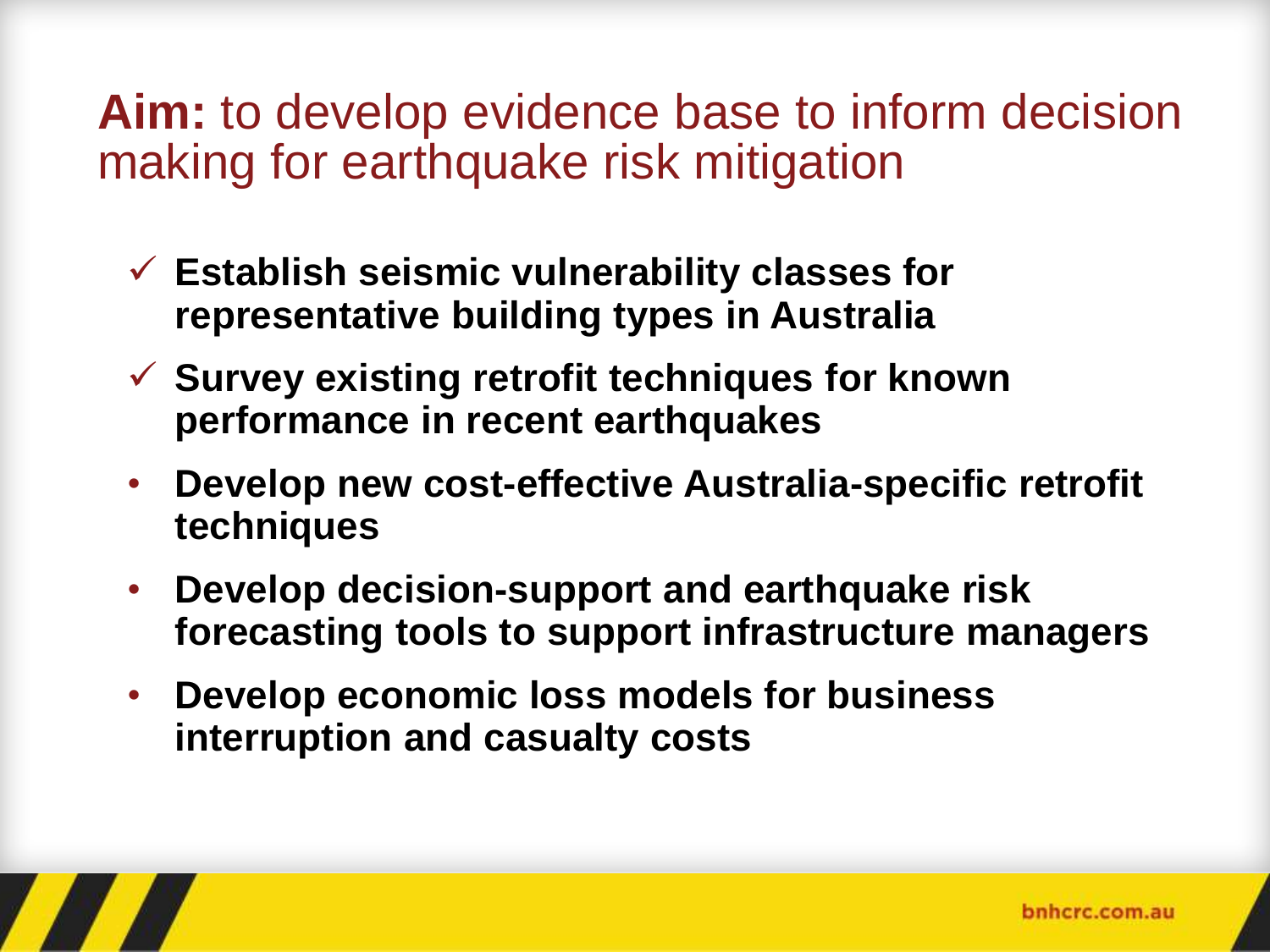**Aim:** to develop evidence base to inform decision making for earthquake risk mitigation

- ✓ **Establish seismic vulnerability classes for representative building types in Australia**
- ✓ **Survey existing retrofit techniques for known performance in recent earthquakes**
- **Develop new cost-effective Australia-specific retrofit techniques**
- **Develop decision-support and earthquake risk forecasting tools to support infrastructure managers**
- **Develop economic loss models for business interruption and casualty costs**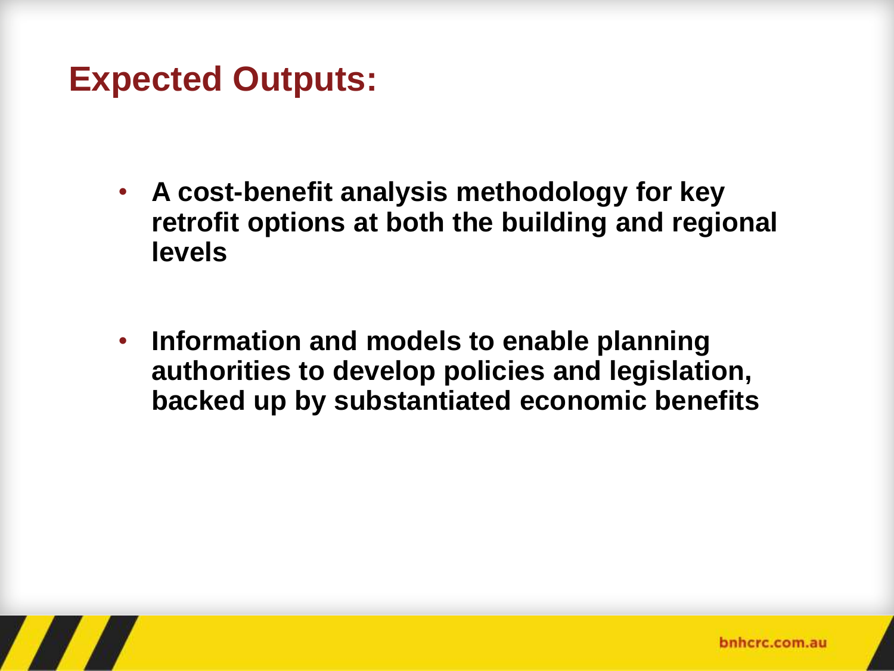# Expected Outputs:

- **A cost-benefit analysis methodology for key retrofit options at both the building and regional levels**
- **Information and models to enable planning authorities to develop policies and legislation, backed up by substantiated economic benefits**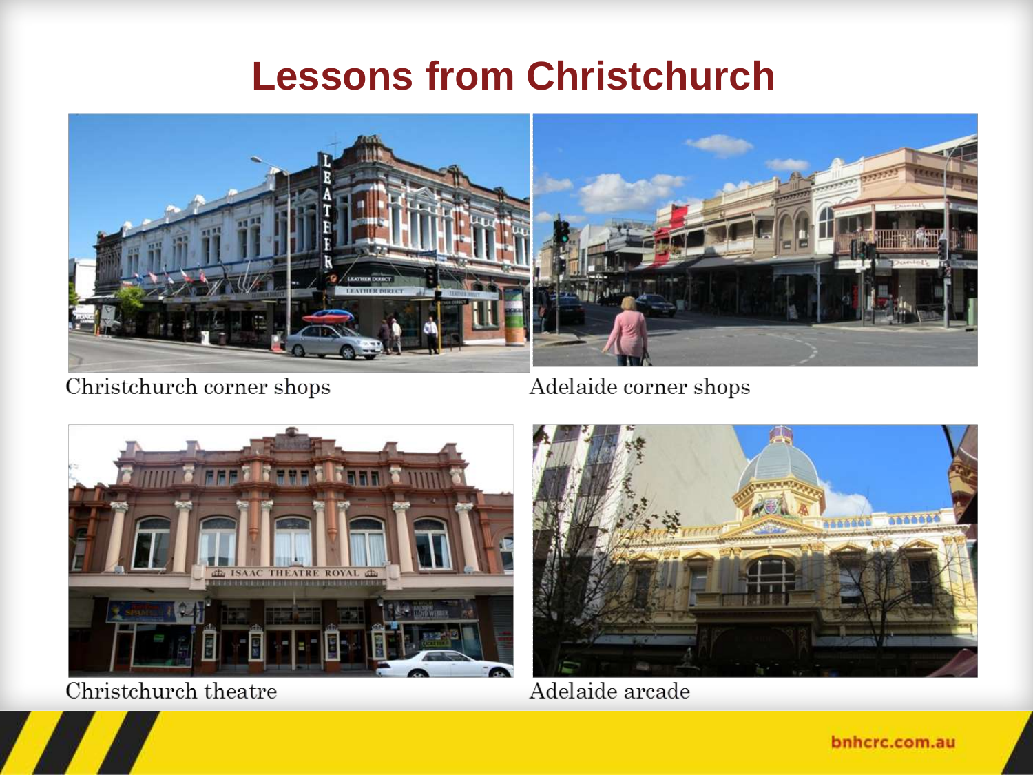# Lessons from Christchurch

Christchurch corner shops

Adelaide corner shops

Christchurch theatre

Adelaide arcade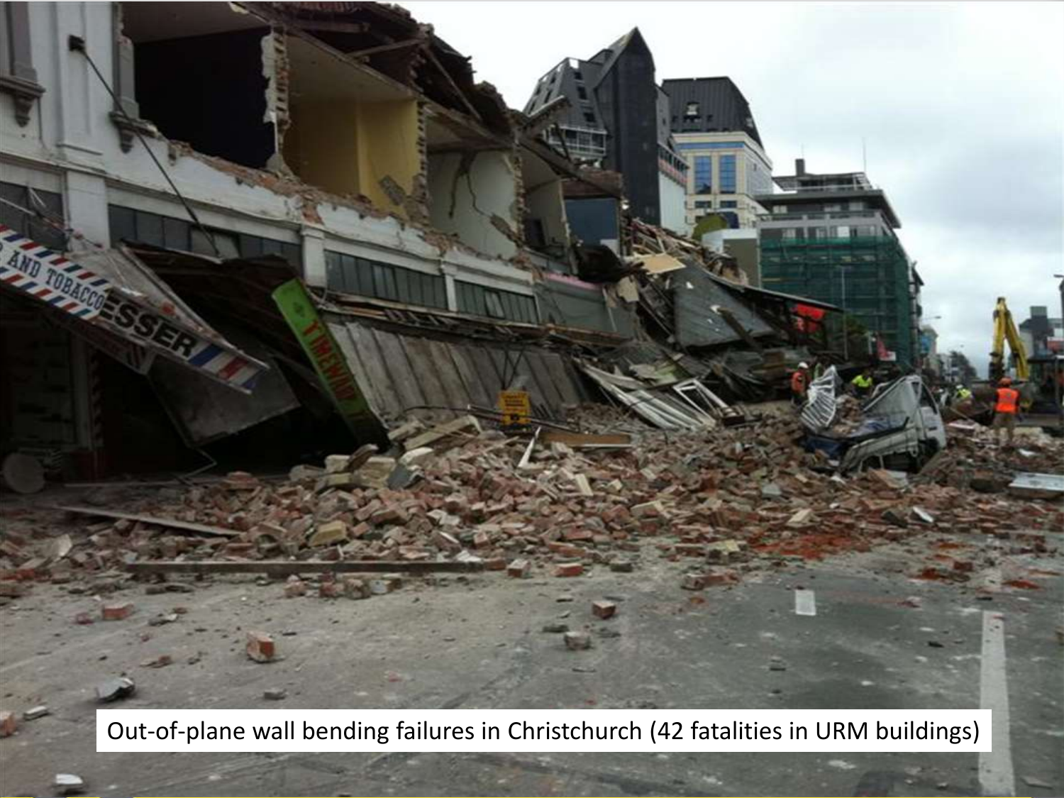Out-of-plane wall bending failures in Christchurch (42 fatalities in URM buildings)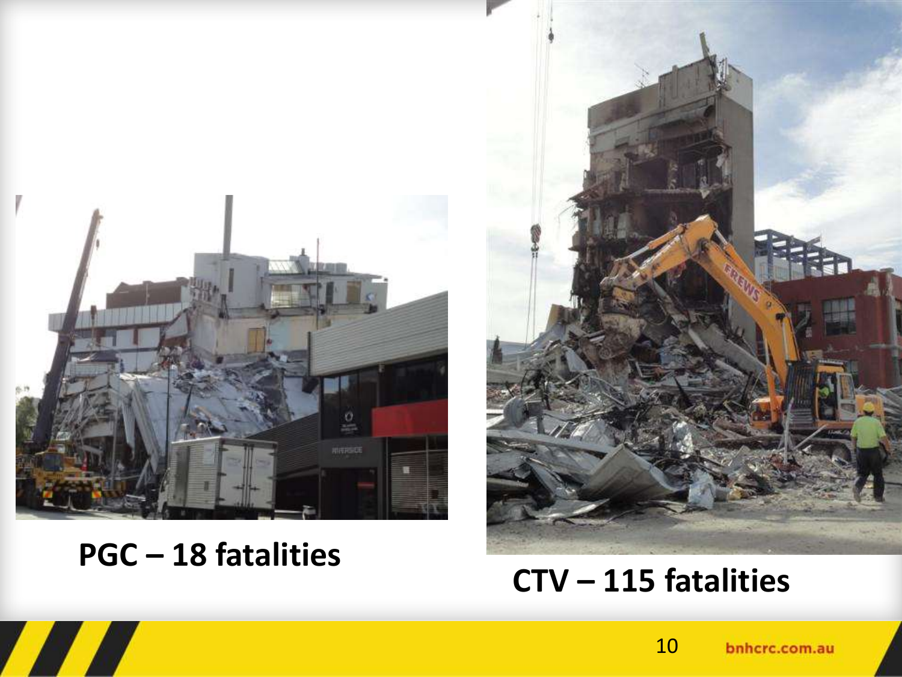PGC – 18 fatalities

CTV – 115 fatalities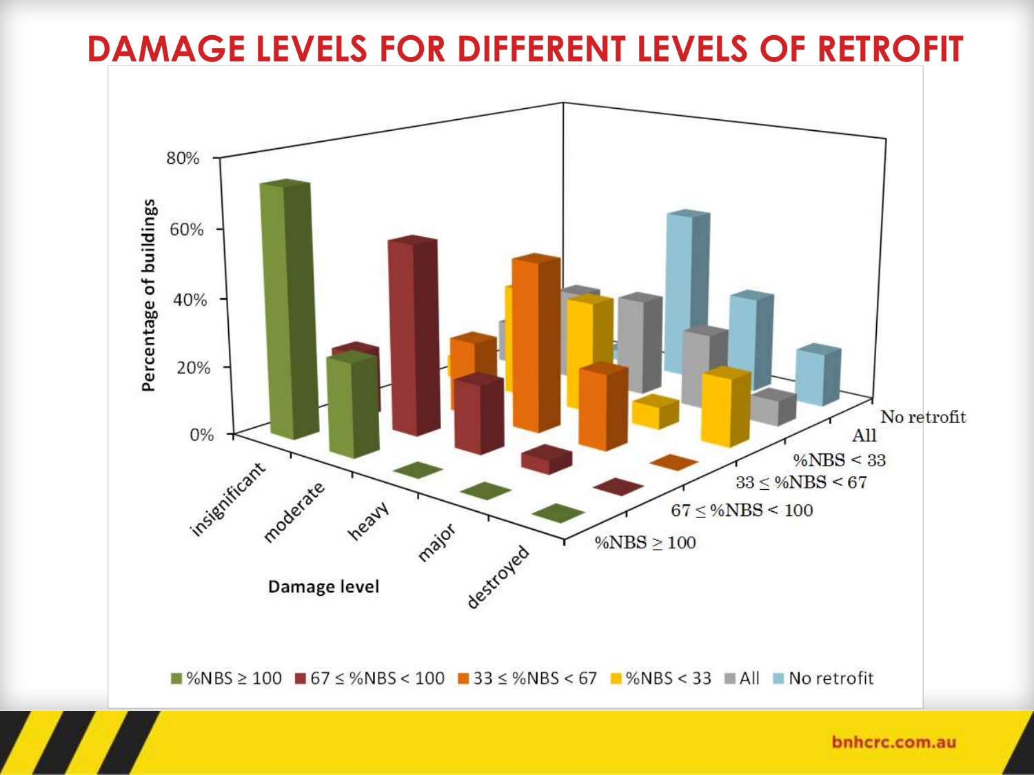# DAMAGE LEVELS FOR DIFFERENT LEVELS OF RETROFIT

80%
60%
40%
20%
0%

Percentage of buildings

insignificant
moderate
heavy
major
destroyed

Damage level

No retrofit
All
%NBS < 33
33 ≤ %NBS < 67
67 ≤ %NBS < 100
%NBS ≥ 100

%NBS ≥ 100 | 67 ≤ %NBS < 100 | 33 ≤ %NBS < 67 | %NBS < 33 | All | No retrofit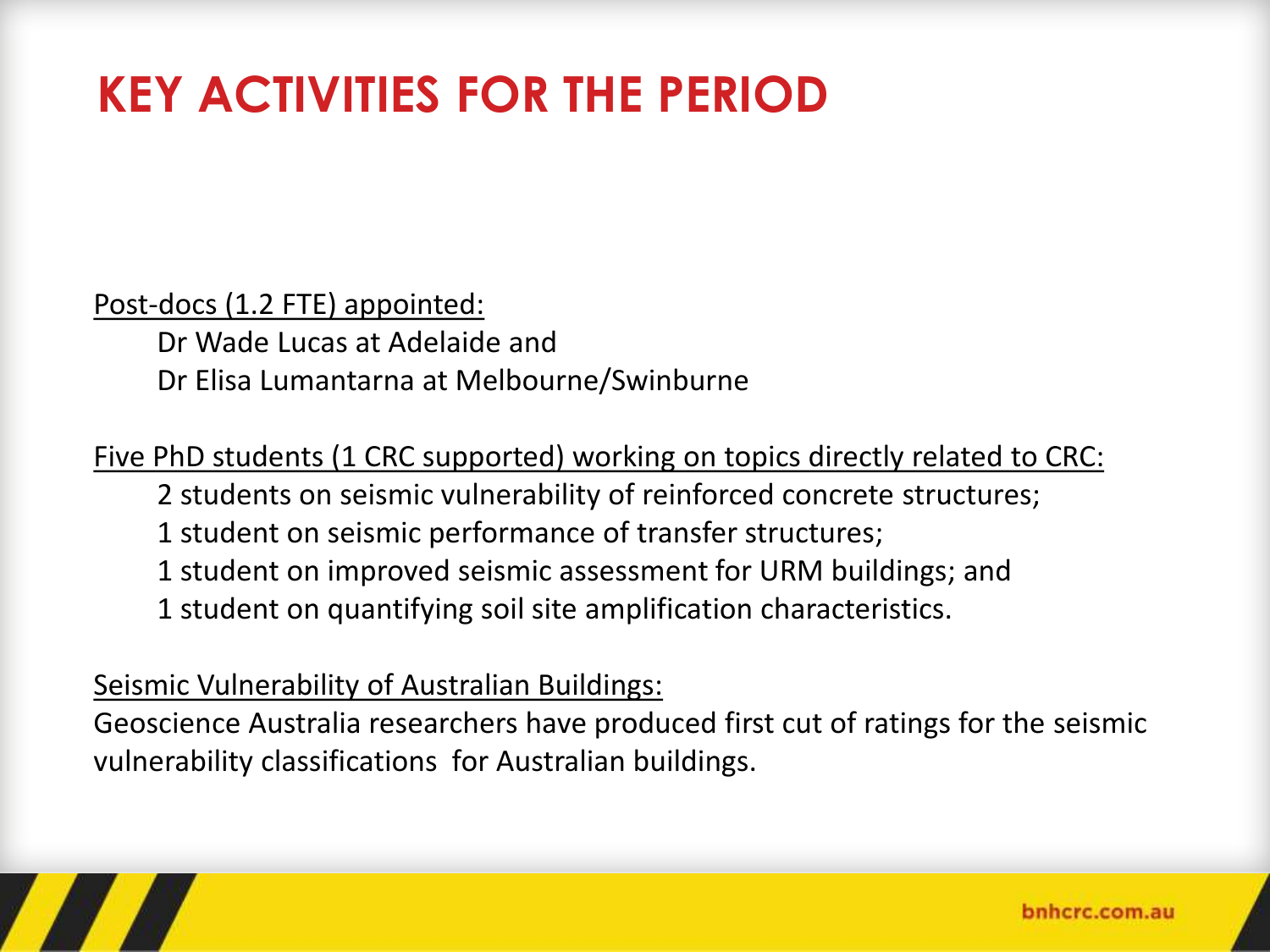# KEY ACTIVITIES FOR THE PERIOD

Post-docs (1.2 FTE) appointed:

- Dr Wade Lucas at Adelaide and
- Dr Elisa Lumantarna at Melbourne/Swinburne

Five PhD students (1 CRC supported) working on topics directly related to CRC:

- 2 students on seismic vulnerability of reinforced concrete structures;
- 1 student on seismic performance of transfer structures;
- 1 student on improved seismic assessment for URM buildings; and
- 1 student on quantifying soil site amplification characteristics.

Seismic Vulnerability of Australian Buildings:

Geoscience Australia researchers have produced first cut of ratings for the seismic vulnerability classifications for Australian buildings.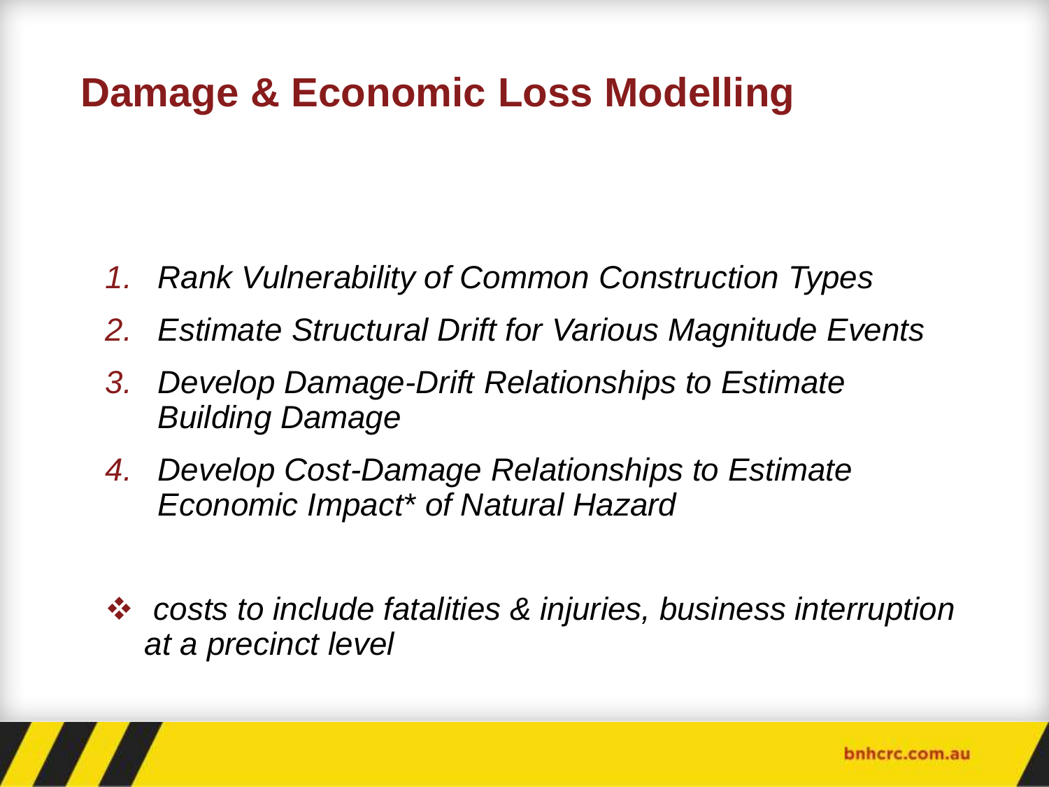# Damage & Economic Loss Modelling

1. *Rank Vulnerability of Common Construction Types*
2. *Estimate Structural Drift for Various Magnitude Events*
3. *Develop Damage-Drift Relationships to Estimate Building Damage*
4. *Develop Cost-Damage Relationships to Estimate Economic Impact* of Natural Hazard*

❖ *costs to include fatalities & injuries, business interruption at a precinct level*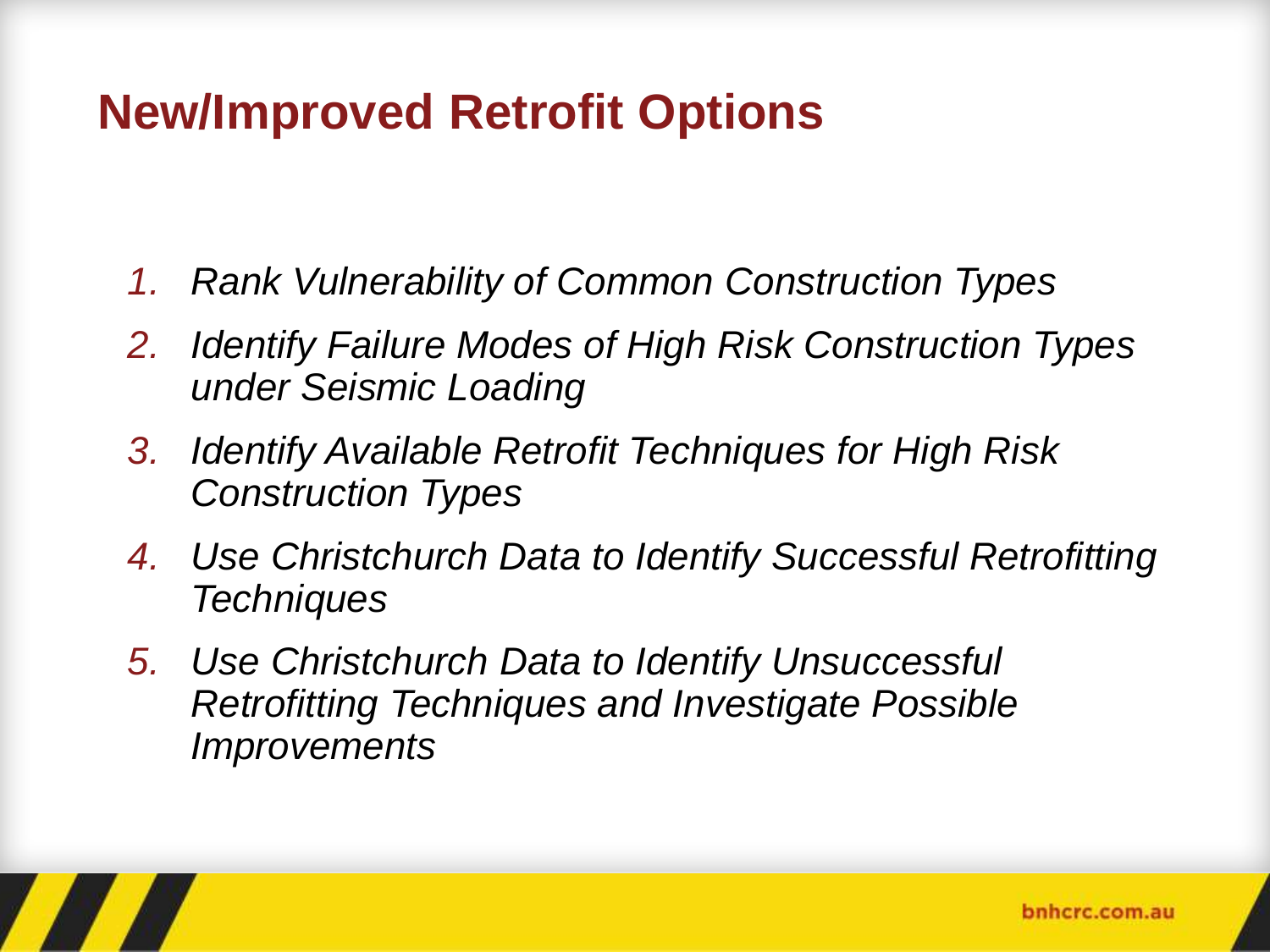# New/Improved Retrofit Options

1. *Rank Vulnerability of Common Construction Types*
2. *Identify Failure Modes of High Risk Construction Types under Seismic Loading*
3. *Identify Available Retrofit Techniques for High Risk Construction Types*
4. *Use Christchurch Data to Identify Successful Retrofitting Techniques*
5. *Use Christchurch Data to Identify Unsuccessful Retrofitting Techniques and Investigate Possible Improvements*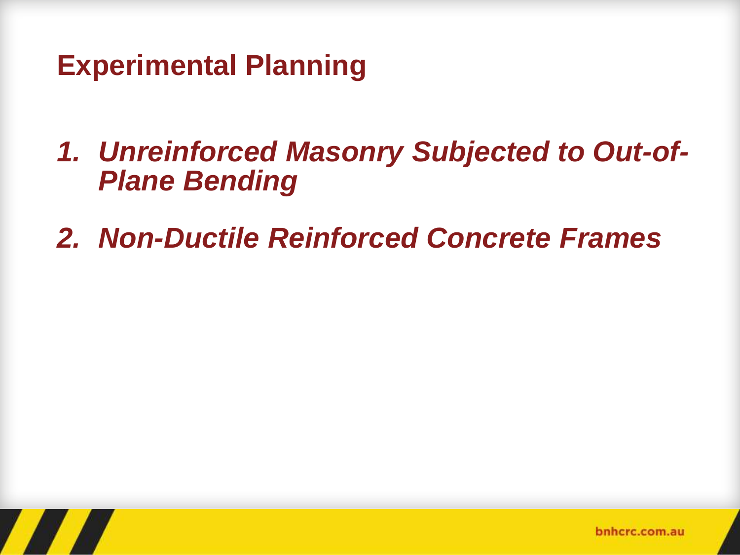# Experimental Planning

1. *Unreinforced Masonry Subjected to Out-of-Plane Bending*
2. *Non-Ductile Reinforced Concrete Frames*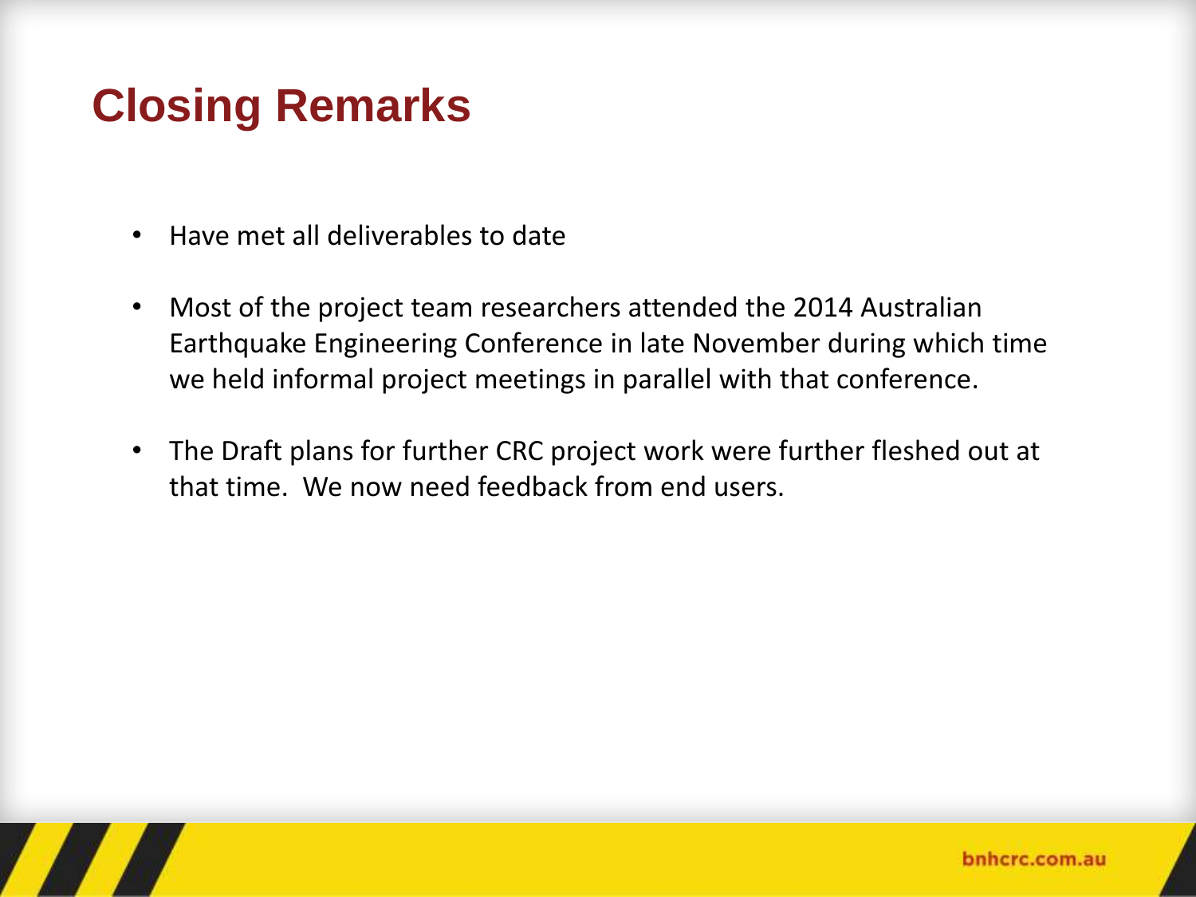# Closing Remarks

- Have met all deliverables to date
- Most of the project team researchers attended the 2014 Australian Earthquake Engineering Conference in late November during which time we held informal project meetings in parallel with that conference.
- The Draft plans for further CRC project work were further fleshed out at that time. We now need feedback from end users.